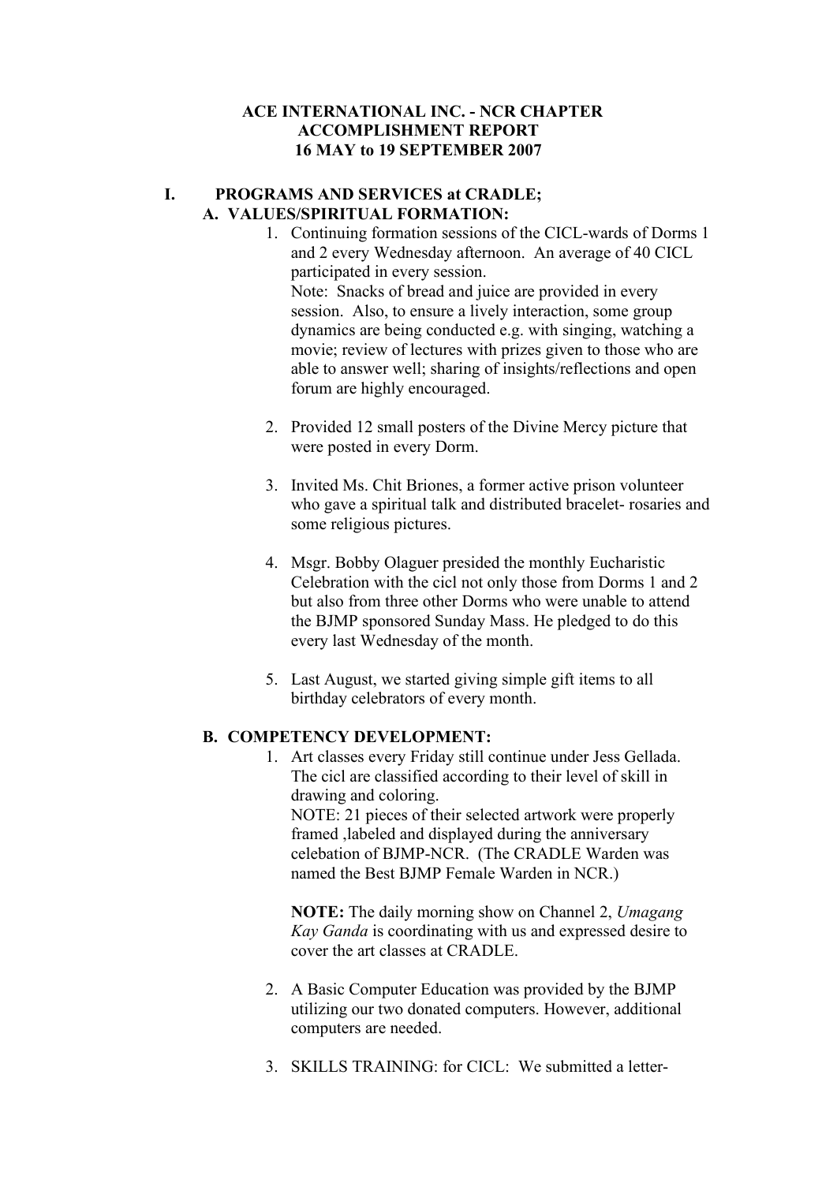# ACE INTERNATIONAL INC. - NCR CHAPTER
## ACCOMPLISHMENT REPORT
### 16 MAY to 19 SEPTEMBER 2007

## I. PROGRAMS AND SERVICES at CRADLE;

### A. VALUES/SPIRITUAL FORMATION:

1. Continuing formation sessions of the CICL-wards of Dorms 1 and 2 every Wednesday afternoon. An average of 40 CICL participated in every session.
   Note: Snacks of bread and juice are provided in every session. Also, to ensure a lively interaction, some group dynamics are being conducted e.g. with singing, watching a movie; review of lectures with prizes given to those who are able to answer well; sharing of insights/reflections and open forum are highly encouraged.

2. Provided 12 small posters of the Divine Mercy picture that were posted in every Dorm.

3. Invited Ms. Chit Briones, a former active prison volunteer who gave a spiritual talk and distributed bracelet- rosaries and some religious pictures.

4. Msgr. Bobby Olaguer presided the monthly Eucharistic Celebration with the cicl not only those from Dorms 1 and 2 but also from three other Dorms who were unable to attend the BJMP sponsored Sunday Mass. He pledged to do this every last Wednesday of the month.

5. Last August, we started giving simple gift items to all birthday celebrators of every month.

### B. COMPETENCY DEVELOPMENT:

1. Art classes every Friday still continue under Jess Gellada. The cicl are classified according to their level of skill in drawing and coloring.
   NOTE: 21 pieces of their selected artwork were properly framed ,labeled and displayed during the anniversary celebation of BJMP-NCR. (The CRADLE Warden was named the Best BJMP Female Warden in NCR.)

   **NOTE:** The daily morning show on Channel 2, *Umagang Kay Ganda* is coordinating with us and expressed desire to cover the art classes at CRADLE.

2. A Basic Computer Education was provided by the BJMP utilizing our two donated computers. However, additional computers are needed.

3. SKILLS TRAINING: for CICL: We submitted a letter-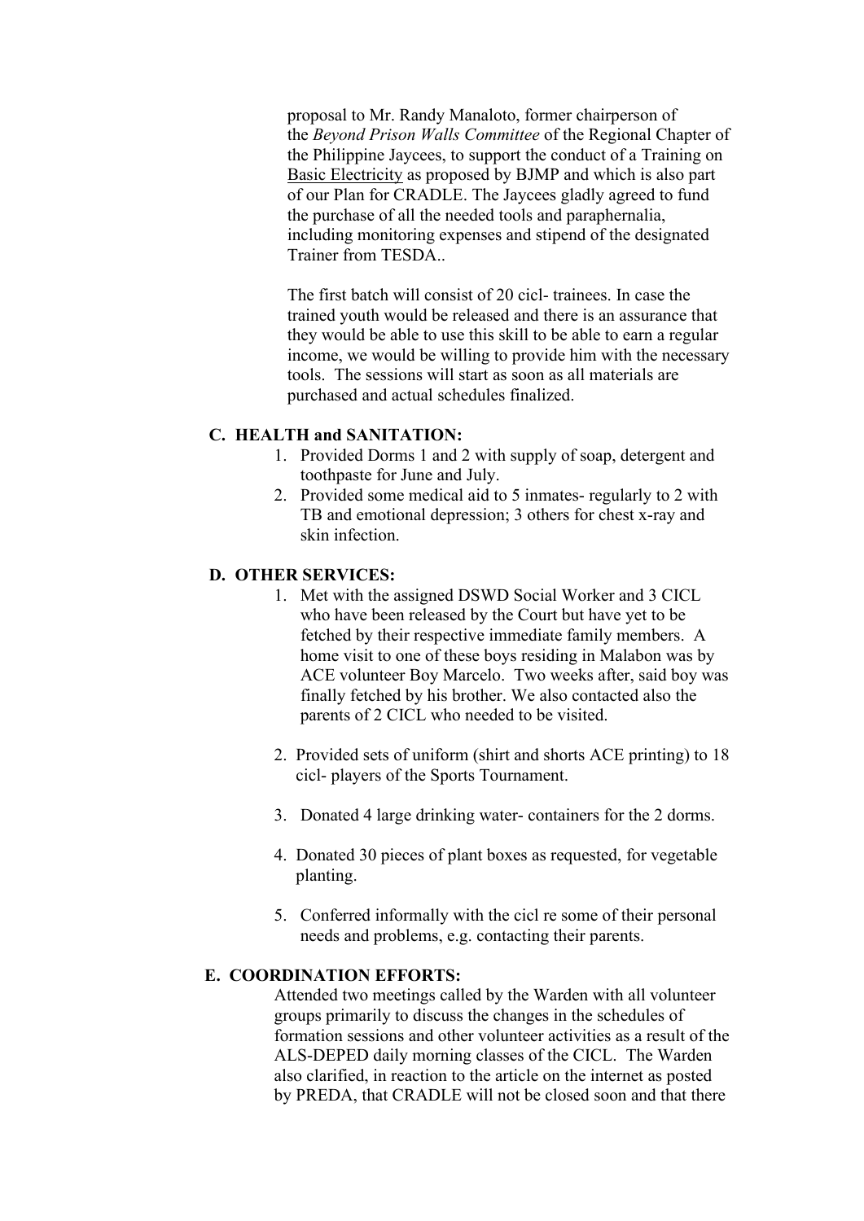proposal to Mr. Randy Manaloto, former chairperson of the *Beyond Prison Walls Committee* of the Regional Chapter of the Philippine Jaycees, to support the conduct of a Training on <u>Basic Electricity</u> as proposed by BJMP and which is also part of our Plan for CRADLE. The Jaycees gladly agreed to fund the purchase of all the needed tools and paraphernalia, including monitoring expenses and stipend of the designated Trainer from TESDA..

The first batch will consist of 20 cicl- trainees. In case the trained youth would be released and there is an assurance that they would be able to use this skill to be able to earn a regular income, we would be willing to provide him with the necessary tools. The sessions will start as soon as all materials are purchased and actual schedules finalized.

**C. HEALTH and SANITATION:**

1. Provided Dorms 1 and 2 with supply of soap, detergent and toothpaste for June and July.
2. Provided some medical aid to 5 inmates- regularly to 2 with TB and emotional depression; 3 others for chest x-ray and skin infection.

**D. OTHER SERVICES:**

1. Met with the assigned DSWD Social Worker and 3 CICL who have been released by the Court but have yet to be fetched by their respective immediate family members. A home visit to one of these boys residing in Malabon was by ACE volunteer Boy Marcelo. Two weeks after, said boy was finally fetched by his brother. We also contacted also the parents of 2 CICL who needed to be visited.

2. Provided sets of uniform (shirt and shorts ACE printing) to 18 cicl- players of the Sports Tournament.

3. Donated 4 large drinking water- containers for the 2 dorms.

4. Donated 30 pieces of plant boxes as requested, for vegetable planting.

5. Conferred informally with the cicl re some of their personal needs and problems, e.g. contacting their parents.

**E. COORDINATION EFFORTS:**

Attended two meetings called by the Warden with all volunteer groups primarily to discuss the changes in the schedules of formation sessions and other volunteer activities as a result of the ALS-DEPED daily morning classes of the CICL. The Warden also clarified, in reaction to the article on the internet as posted by PREDA, that CRADLE will not be closed soon and that there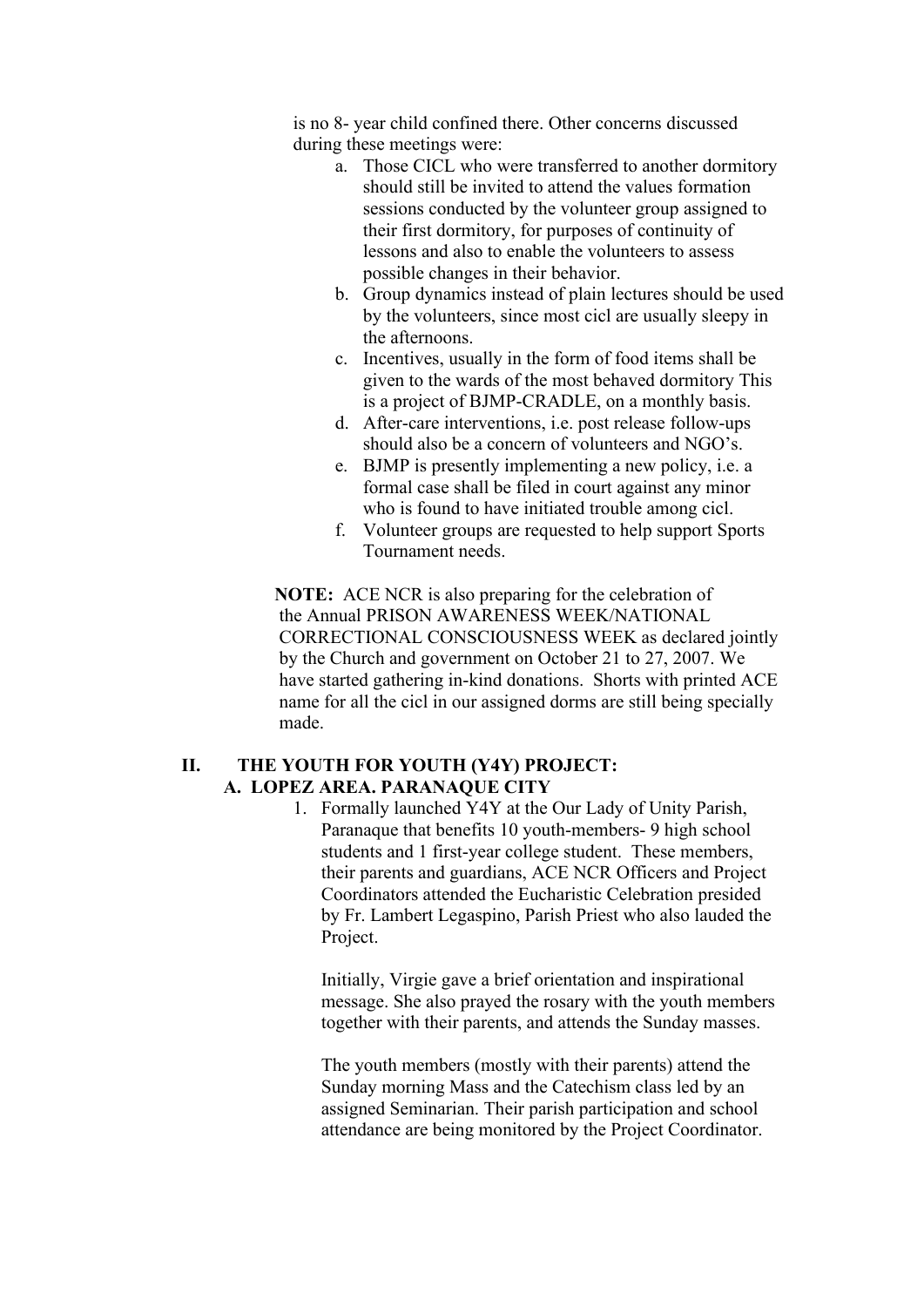is no 8- year child confined there. Other concerns discussed during these meetings were:

a. Those CICL who were transferred to another dormitory should still be invited to attend the values formation sessions conducted by the volunteer group assigned to their first dormitory, for purposes of continuity of lessons and also to enable the volunteers to assess possible changes in their behavior.
b. Group dynamics instead of plain lectures should be used by the volunteers, since most cicl are usually sleepy in the afternoons.
c. Incentives, usually in the form of food items shall be given to the wards of the most behaved dormitory This is a project of BJMP-CRADLE, on a monthly basis.
d. After-care interventions, i.e. post release follow-ups should also be a concern of volunteers and NGO's.
e. BJMP is presently implementing a new policy, i.e. a formal case shall be filed in court against any minor who is found to have initiated trouble among cicl.
f. Volunteer groups are requested to help support Sports Tournament needs.

**NOTE:** ACE NCR is also preparing for the celebration of the Annual PRISON AWARENESS WEEK/NATIONAL CORRECTIONAL CONSCIOUSNESS WEEK as declared jointly by the Church and government on October 21 to 27, 2007. We have started gathering in-kind donations. Shorts with printed ACE name for all the cicl in our assigned dorms are still being specially made.

## II. THE YOUTH FOR YOUTH (Y4Y) PROJECT:

### A. LOPEZ AREA. PARANAQUE CITY

1. Formally launched Y4Y at the Our Lady of Unity Parish, Paranaque that benefits 10 youth-members- 9 high school students and 1 first-year college student. These members, their parents and guardians, ACE NCR Officers and Project Coordinators attended the Eucharistic Celebration presided by Fr. Lambert Legaspino, Parish Priest who also lauded the Project.

   Initially, Virgie gave a brief orientation and inspirational message. She also prayed the rosary with the youth members together with their parents, and attends the Sunday masses.

   The youth members (mostly with their parents) attend the Sunday morning Mass and the Catechism class led by an assigned Seminarian. Their parish participation and school attendance are being monitored by the Project Coordinator.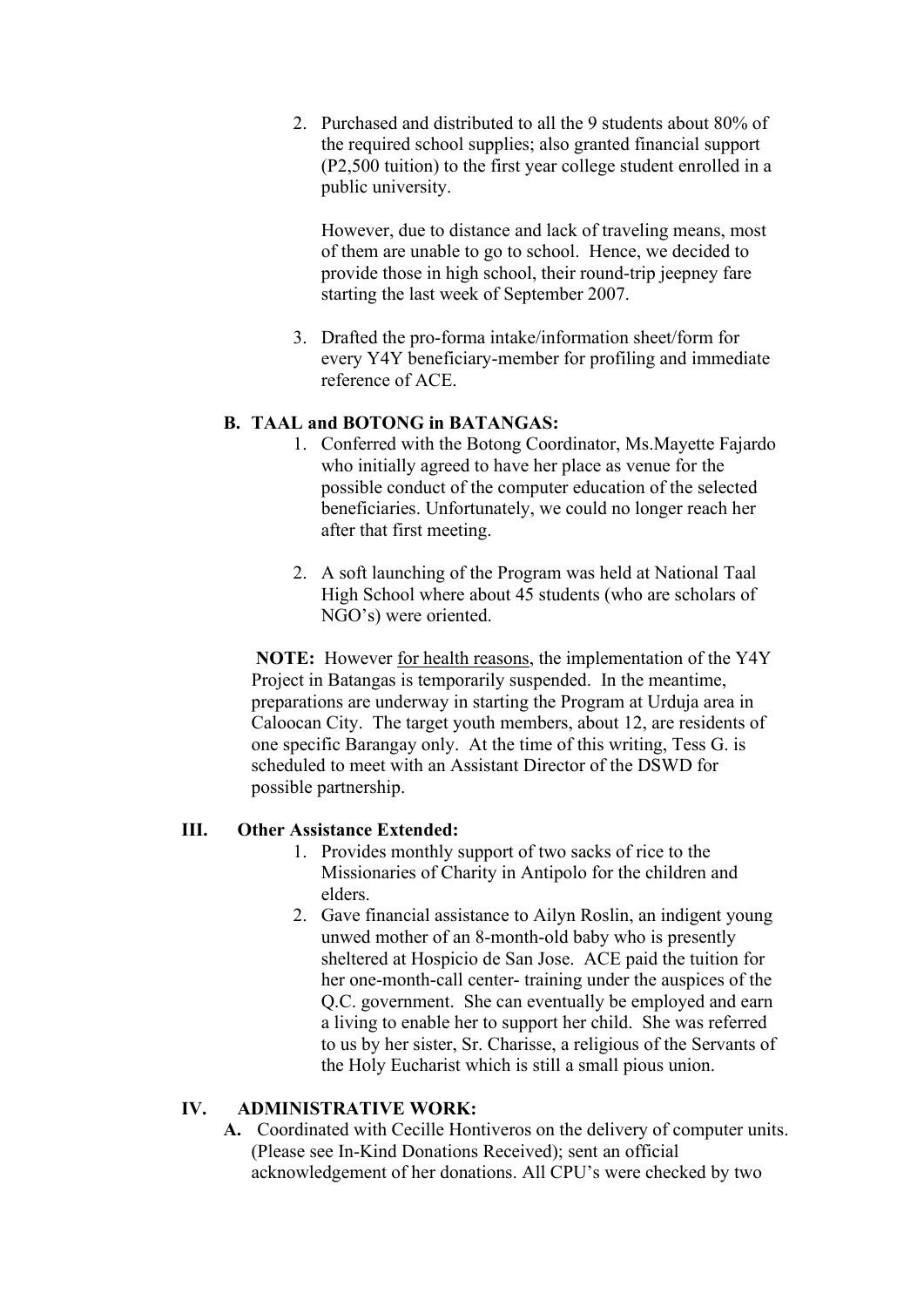2. Purchased and distributed to all the 9 students about 80% of the required school supplies; also granted financial support (P2,500 tuition) to the first year college student enrolled in a public university.

   However, due to distance and lack of traveling means, most of them are unable to go to school. Hence, we decided to provide those in high school, their round-trip jeepney fare starting the last week of September 2007.

3. Drafted the pro-forma intake/information sheet/form for every Y4Y beneficiary-member for profiling and immediate reference of ACE.

### B. TAAL and BOTONG in BATANGAS:

1. Conferred with the Botong Coordinator, Ms.Mayette Fajardo who initially agreed to have her place as venue for the possible conduct of the computer education of the selected beneficiaries. Unfortunately, we could no longer reach her after that first meeting.

2. A soft launching of the Program was held at National Taal High School where about 45 students (who are scholars of NGO's) were oriented.

**NOTE:** However <u>for health reasons</u>, the implementation of the Y4Y Project in Batangas is temporarily suspended. In the meantime, preparations are underway in starting the Program at Urduja area in Caloocan City. The target youth members, about 12, are residents of one specific Barangay only. At the time of this writing, Tess G. is scheduled to meet with an Assistant Director of the DSWD for possible partnership.

## III. Other Assistance Extended:

1. Provides monthly support of two sacks of rice to the Missionaries of Charity in Antipolo for the children and elders.
2. Gave financial assistance to Ailyn Roslin, an indigent young unwed mother of an 8-month-old baby who is presently sheltered at Hospicio de San Jose. ACE paid the tuition for her one-month-call center- training under the auspices of the Q.C. government. She can eventually be employed and earn a living to enable her to support her child. She was referred to us by her sister, Sr. Charisse, a religious of the Servants of the Holy Eucharist which is still a small pious union.

## IV. ADMINISTRATIVE WORK:

**A.** Coordinated with Cecille Hontiveros on the delivery of computer units. (Please see In-Kind Donations Received); sent an official acknowledgement of her donations. All CPU's were checked by two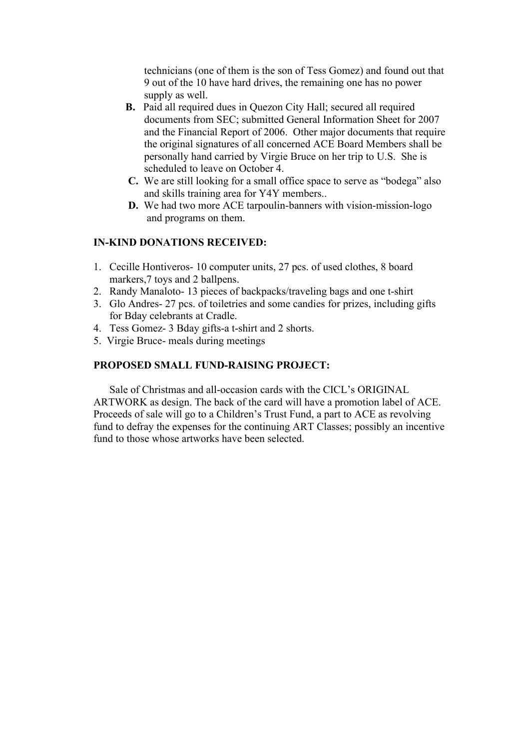technicians (one of them is the son of Tess Gomez) and found out that 9 out of the 10 have hard drives, the remaining one has no power supply as well.

**B.** Paid all required dues in Quezon City Hall; secured all required documents from SEC; submitted General Information Sheet for 2007 and the Financial Report of 2006. Other major documents that require the original signatures of all concerned ACE Board Members shall be personally hand carried by Virgie Bruce on her trip to U.S. She is scheduled to leave on October 4.

**C.** We are still looking for a small office space to serve as "bodega" also and skills training area for Y4Y members..

**D.** We had two more ACE tarpoulin-banners with vision-mission-logo and programs on them.

**IN-KIND DONATIONS RECEIVED:**

1. Cecille Hontiveros- 10 computer units, 27 pcs. of used clothes, 8 board markers,7 toys and 2 ballpens.
2. Randy Manaloto- 13 pieces of backpacks/traveling bags and one t-shirt
3. Glo Andres- 27 pcs. of toiletries and some candies for prizes, including gifts for Bday celebrants at Cradle.
4. Tess Gomez- 3 Bday gifts-a t-shirt and 2 shorts.
5. Virgie Bruce- meals during meetings

**PROPOSED SMALL FUND-RAISING PROJECT:**

Sale of Christmas and all-occasion cards with the CICL's ORIGINAL ARTWORK as design. The back of the card will have a promotion label of ACE. Proceeds of sale will go to a Children's Trust Fund, a part to ACE as revolving fund to defray the expenses for the continuing ART Classes; possibly an incentive fund to those whose artworks have been selected.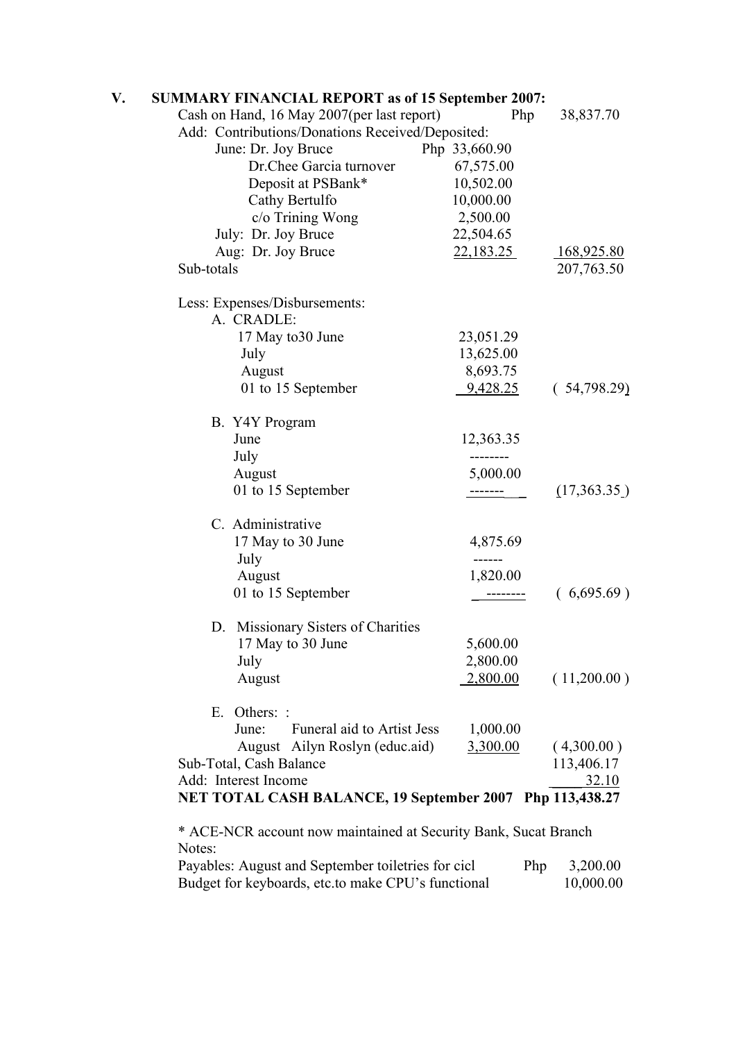## V. SUMMARY FINANCIAL REPORT as of 15 September 2007:

| | | |
|---|---|---|
| Cash on Hand, 16 May 2007(per last report) | | Php 38,837.70 |
| Add: Contributions/Donations Received/Deposited: | | |
| June: Dr. Joy Bruce | Php 33,660.90 | |
| Dr.Chee Garcia turnover | 67,575.00 | |
| Deposit at PSBank* | 10,502.00 | |
| Cathy Bertulfo | 10,000.00 | |
| c/o Trining Wong | 2,500.00 | |
| July: Dr. Joy Bruce | 22,504.65 | |
| Aug: Dr. Joy Bruce | 22,183.25 | 168,925.80 |
| Sub-totals | | 207,763.50 |
| | | |
| Less: Expenses/Disbursements: | | |
| A. CRADLE: | | |
| 17 May to30 June | 23,051.29 | |
| July | 13,625.00 | |
| August | 8,693.75 | |
| 01 to 15 September | 9,428.25 | ( 54,798.29) |
| | | |
| B. Y4Y Program | | |
| June | 12,363.35 | |
| July | -------- | |
| August | 5,000.00 | |
| 01 to 15 September | ------- | (17,363.35 ) |
| | | |
| C. Administrative | | |
| 17 May to 30 June | 4,875.69 | |
| July | ------ | |
| August | 1,820.00 | |
| 01 to 15 September | -------- | ( 6,695.69 ) |
| | | |
| D. Missionary Sisters of Charities | | |
| 17 May to 30 June | 5,600.00 | |
| July | 2,800.00 | |
| August | 2,800.00 | ( 11,200.00 ) |
| | | |
| E. Others: : | | |
| June: Funeral aid to Artist Jess | 1,000.00 | |
| August Ailyn Roslyn (educ.aid) | 3,300.00 | ( 4,300.00 ) |
| Sub-Total, Cash Balance | | 113,406.17 |
| Add: Interest Income | | 32.10 |
| **NET TOTAL CASH BALANCE, 19 September 2007** | | **Php 113,438.27** |

\* ACE-NCR account now maintained at Security Bank, Sucat Branch

Notes:

| | |
|---|---|
| Payables: August and September toiletries for cicl | Php 3,200.00 |
| Budget for keyboards, etc.to make CPU's functional | 10,000.00 |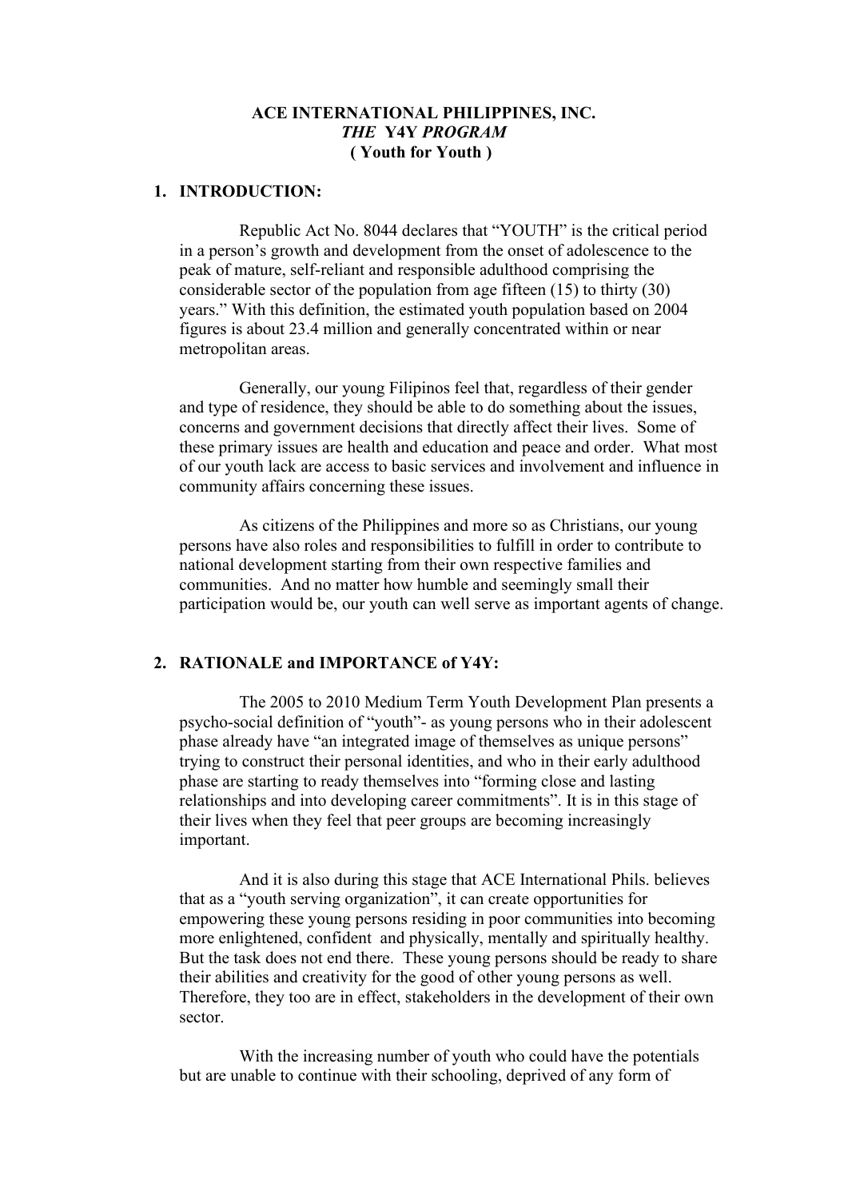**ACE INTERNATIONAL PHILIPPINES, INC.**
***THE* Y4Y *PROGRAM***
**( Youth for Youth )**

## 1. INTRODUCTION:

Republic Act No. 8044 declares that "YOUTH" is the critical period in a person's growth and development from the onset of adolescence to the peak of mature, self-reliant and responsible adulthood comprising the considerable sector of the population from age fifteen (15) to thirty (30) years." With this definition, the estimated youth population based on 2004 figures is about 23.4 million and generally concentrated within or near metropolitan areas.

Generally, our young Filipinos feel that, regardless of their gender and type of residence, they should be able to do something about the issues, concerns and government decisions that directly affect their lives. Some of these primary issues are health and education and peace and order. What most of our youth lack are access to basic services and involvement and influence in community affairs concerning these issues.

As citizens of the Philippines and more so as Christians, our young persons have also roles and responsibilities to fulfill in order to contribute to national development starting from their own respective families and communities. And no matter how humble and seemingly small their participation would be, our youth can well serve as important agents of change.

## 2. RATIONALE and IMPORTANCE of Y4Y:

The 2005 to 2010 Medium Term Youth Development Plan presents a psycho-social definition of "youth"- as young persons who in their adolescent phase already have "an integrated image of themselves as unique persons" trying to construct their personal identities, and who in their early adulthood phase are starting to ready themselves into "forming close and lasting relationships and into developing career commitments". It is in this stage of their lives when they feel that peer groups are becoming increasingly important.

And it is also during this stage that ACE International Phils. believes that as a "youth serving organization", it can create opportunities for empowering these young persons residing in poor communities into becoming more enlightened, confident and physically, mentally and spiritually healthy. But the task does not end there. These young persons should be ready to share their abilities and creativity for the good of other young persons as well. Therefore, they too are in effect, stakeholders in the development of their own sector.

With the increasing number of youth who could have the potentials but are unable to continue with their schooling, deprived of any form of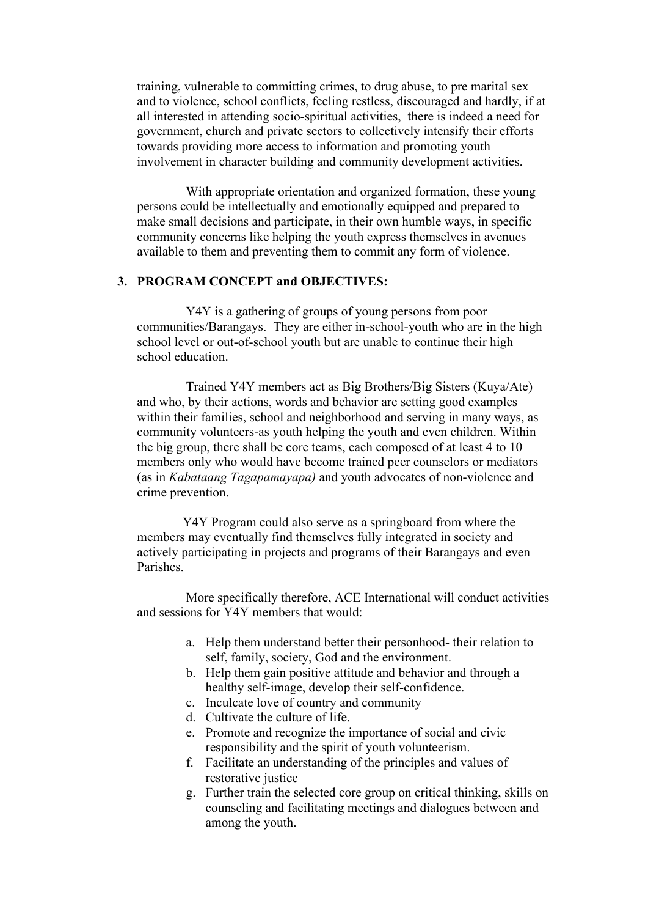training, vulnerable to committing crimes, to drug abuse, to pre marital sex and to violence, school conflicts, feeling restless, discouraged and hardly, if at all interested in attending socio-spiritual activities, there is indeed a need for government, church and private sectors to collectively intensify their efforts towards providing more access to information and promoting youth involvement in character building and community development activities.

With appropriate orientation and organized formation, these young persons could be intellectually and emotionally equipped and prepared to make small decisions and participate, in their own humble ways, in specific community concerns like helping the youth express themselves in avenues available to them and preventing them to commit any form of violence.

### 3. PROGRAM CONCEPT and OBJECTIVES:

Y4Y is a gathering of groups of young persons from poor communities/Barangays. They are either in-school-youth who are in the high school level or out-of-school youth but are unable to continue their high school education.

Trained Y4Y members act as Big Brothers/Big Sisters (Kuya/Ate) and who, by their actions, words and behavior are setting good examples within their families, school and neighborhood and serving in many ways, as community volunteers-as youth helping the youth and even children. Within the big group, there shall be core teams, each composed of at least 4 to 10 members only who would have become trained peer counselors or mediators (as in *Kabataang Tagapamayapa)* and youth advocates of non-violence and crime prevention.

Y4Y Program could also serve as a springboard from where the members may eventually find themselves fully integrated in society and actively participating in projects and programs of their Barangays and even Parishes.

More specifically therefore, ACE International will conduct activities and sessions for Y4Y members that would:

a. Help them understand better their personhood- their relation to self, family, society, God and the environment.
b. Help them gain positive attitude and behavior and through a healthy self-image, develop their self-confidence.
c. Inculcate love of country and community
d. Cultivate the culture of life.
e. Promote and recognize the importance of social and civic responsibility and the spirit of youth volunteerism.
f. Facilitate an understanding of the principles and values of restorative justice
g. Further train the selected core group on critical thinking, skills on counseling and facilitating meetings and dialogues between and among the youth.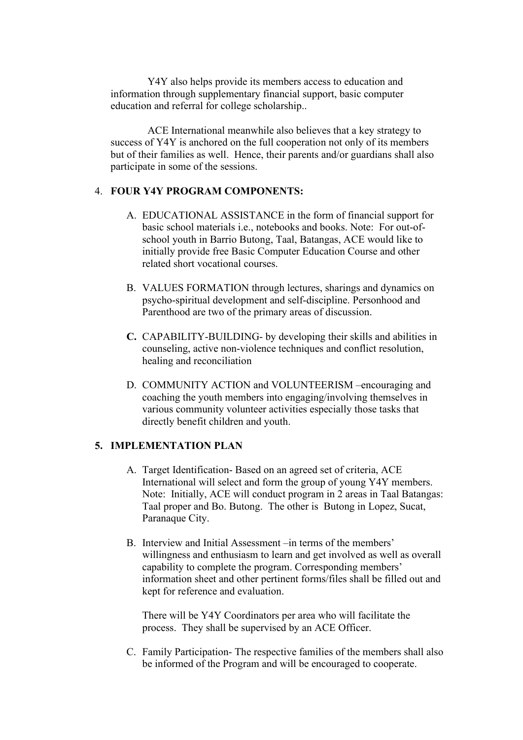Y4Y also helps provide its members access to education and information through supplementary financial support, basic computer education and referral for college scholarship..

ACE International meanwhile also believes that a key strategy to success of Y4Y is anchored on the full cooperation not only of its members but of their families as well. Hence, their parents and/or guardians shall also participate in some of the sessions.

4. **FOUR Y4Y PROGRAM COMPONENTS:**

   A. EDUCATIONAL ASSISTANCE in the form of financial support for basic school materials i.e., notebooks and books. Note: For out-of-school youth in Barrio Butong, Taal, Batangas, ACE would like to initially provide free Basic Computer Education Course and other related short vocational courses.

   B. VALUES FORMATION through lectures, sharings and dynamics on psycho-spiritual development and self-discipline. Personhood and Parenthood are two of the primary areas of discussion.

   **C.** CAPABILITY-BUILDING- by developing their skills and abilities in counseling, active non-violence techniques and conflict resolution, healing and reconciliation

   D. COMMUNITY ACTION and VOLUNTEERISM –encouraging and coaching the youth members into engaging/involving themselves in various community volunteer activities especially those tasks that directly benefit children and youth.

5. **IMPLEMENTATION PLAN**

   A. Target Identification- Based on an agreed set of criteria, ACE International will select and form the group of young Y4Y members. Note: Initially, ACE will conduct program in 2 areas in Taal Batangas: Taal proper and Bo. Butong. The other is Butong in Lopez, Sucat, Paranaque City.

   B. Interview and Initial Assessment –in terms of the members' willingness and enthusiasm to learn and get involved as well as overall capability to complete the program. Corresponding members' information sheet and other pertinent forms/files shall be filled out and kept for reference and evaluation.

      There will be Y4Y Coordinators per area who will facilitate the process. They shall be supervised by an ACE Officer.

   C. Family Participation- The respective families of the members shall also be informed of the Program and will be encouraged to cooperate.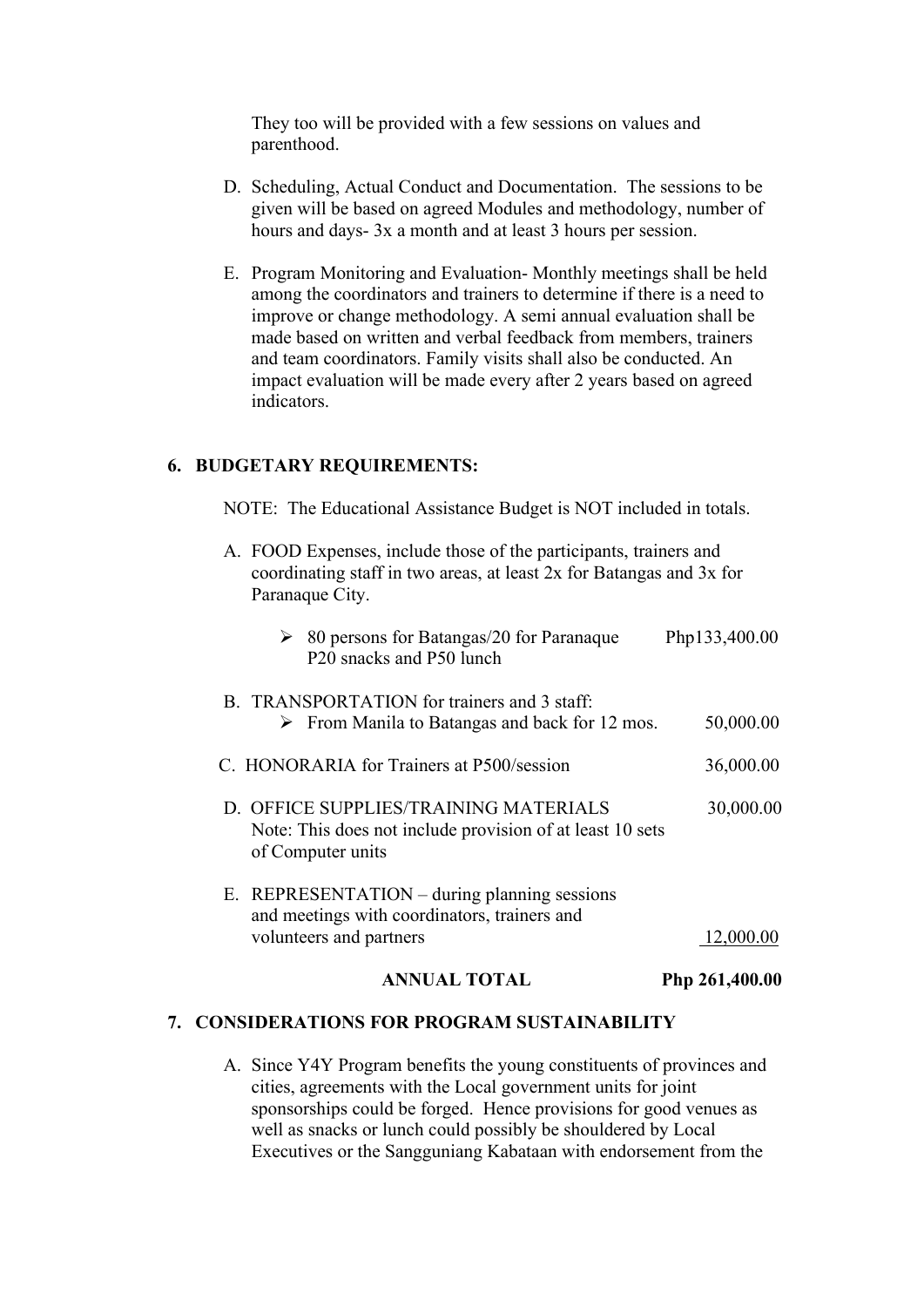They too will be provided with a few sessions on values and parenthood.

D. Scheduling, Actual Conduct and Documentation. The sessions to be given will be based on agreed Modules and methodology, number of hours and days- 3x a month and at least 3 hours per session.

E. Program Monitoring and Evaluation- Monthly meetings shall be held among the coordinators and trainers to determine if there is a need to improve or change methodology. A semi annual evaluation shall be made based on written and verbal feedback from members, trainers and team coordinators. Family visits shall also be conducted. An impact evaluation will be made every after 2 years based on agreed indicators.

## 6. BUDGETARY REQUIREMENTS:

NOTE: The Educational Assistance Budget is NOT included in totals.

A. FOOD Expenses, include those of the participants, trainers and coordinating staff in two areas, at least 2x for Batangas and 3x for Paranaque City.

- 80 persons for Batangas/20 for Paranaque P20 snacks and P50 lunch — Php133,400.00

B. TRANSPORTATION for trainers and 3 staff:
- From Manila to Batangas and back for 12 mos. — 50,000.00

C. HONORARIA for Trainers at P500/session — 36,000.00

D. OFFICE SUPPLIES/TRAINING MATERIALS — 30,000.00
Note: This does not include provision of at least 10 sets of Computer units

E. REPRESENTATION – during planning sessions and meetings with coordinators, trainers and volunteers and partners — 12,000.00

**ANNUAL TOTAL — Php 261,400.00**

## 7. CONSIDERATIONS FOR PROGRAM SUSTAINABILITY

A. Since Y4Y Program benefits the young constituents of provinces and cities, agreements with the Local government units for joint sponsorships could be forged. Hence provisions for good venues as well as snacks or lunch could possibly be shouldered by Local Executives or the Sangguniang Kabataan with endorsement from the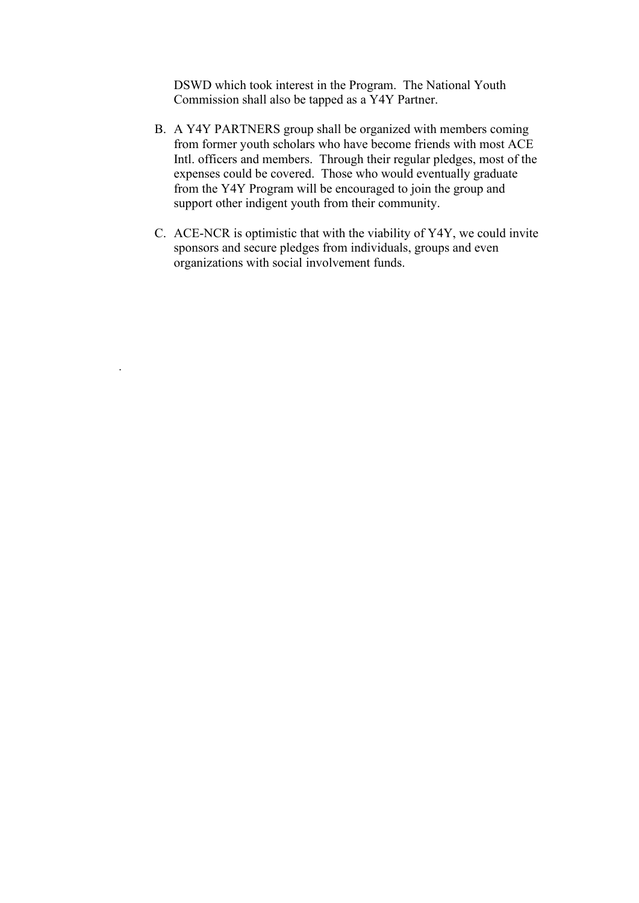DSWD which took interest in the Program. The National Youth Commission shall also be tapped as a Y4Y Partner.

B. A Y4Y PARTNERS group shall be organized with members coming from former youth scholars who have become friends with most ACE Intl. officers and members. Through their regular pledges, most of the expenses could be covered. Those who would eventually graduate from the Y4Y Program will be encouraged to join the group and support other indigent youth from their community.

C. ACE-NCR is optimistic that with the viability of Y4Y, we could invite sponsors and secure pledges from individuals, groups and even organizations with social involvement funds.